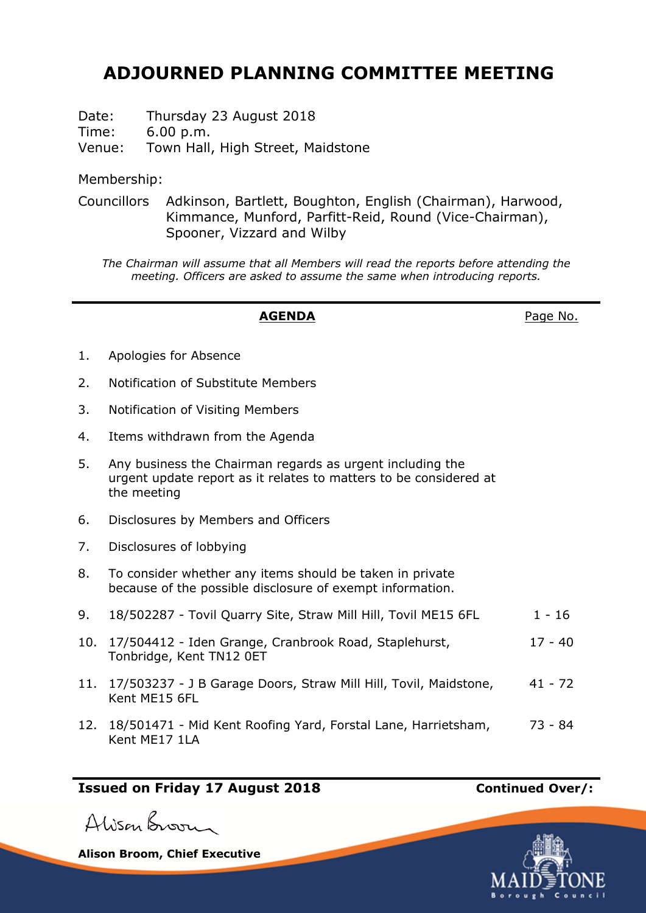# ADJOURNED PLANNING COMMITTEE MEETING

Date: Thursday 23 August 2018
Time: 6.00 p.m.
Venue: Town Hall, High Street, Maidstone

Membership:

Councillors Adkinson, Bartlett, Boughton, English (Chairman), Harwood, Kimmance, Munford, Parfitt-Reid, Round (Vice-Chairman), Spooner, Vizzard and Wilby

*The Chairman will assume that all Members will read the reports before attending the meeting. Officers are asked to assume the same when introducing reports.*

| | **AGENDA** | Page No. |
|---|---|---|
| 1. | Apologies for Absence | |
| 2. | Notification of Substitute Members | |
| 3. | Notification of Visiting Members | |
| 4. | Items withdrawn from the Agenda | |
| 5. | Any business the Chairman regards as urgent including the urgent update report as it relates to matters to be considered at the meeting | |
| 6. | Disclosures by Members and Officers | |
| 7. | Disclosures of lobbying | |
| 8. | To consider whether any items should be taken in private because of the possible disclosure of exempt information. | |
| 9. | 18/502287 - Tovil Quarry Site, Straw Mill Hill, Tovil ME15 6FL | 1 - 16 |
| 10. | 17/504412 - Iden Grange, Cranbrook Road, Staplehurst, Tonbridge, Kent TN12 0ET | 17 - 40 |
| 11. | 17/503237 - J B Garage Doors, Straw Mill Hill, Tovil, Maidstone, Kent ME15 6FL | 41 - 72 |
| 12. | 18/501471 - Mid Kent Roofing Yard, Forstal Lane, Harrietsham, Kent ME17 1LA | 73 - 84 |

**Issued on Friday 17 August 2018** **Continued Over/:**

Alison Broom

**Alison Broom, Chief Executive**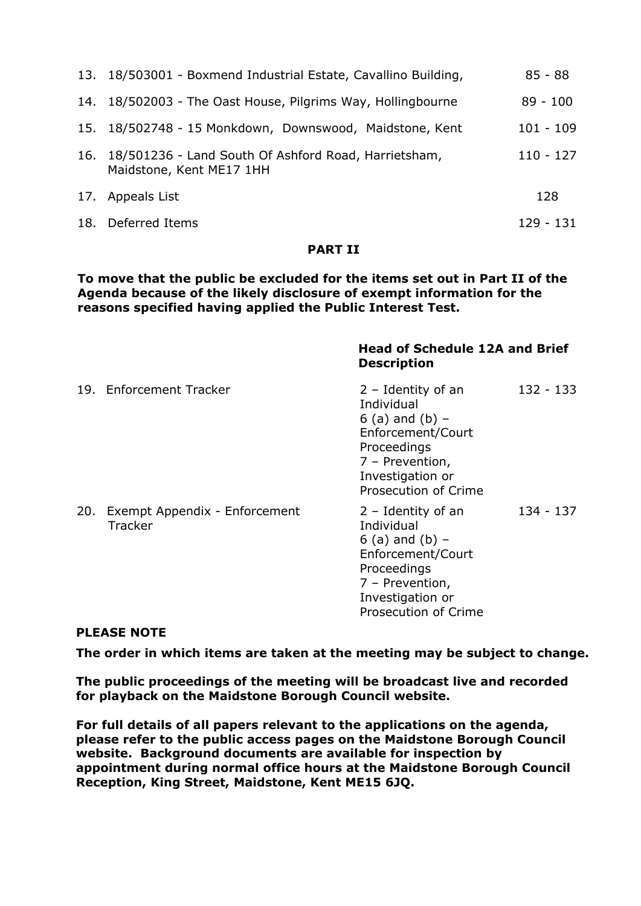| | | |
|---|---|---|
| 13. | 18/503001 - Boxmend Industrial Estate, Cavallino Building, | 85 - 88 |
| 14. | 18/502003 - The Oast House, Pilgrims Way, Hollingbourne | 89 - 100 |
| 15. | 18/502748 - 15 Monkdown, Downswood, Maidstone, Kent | 101 - 109 |
| 16. | 18/501236 - Land South Of Ashford Road, Harrietsham, Maidstone, Kent ME17 1HH | 110 - 127 |
| 17. | Appeals List | 128 |
| 18. | Deferred Items | 129 - 131 |

**PART II**

**To move that the public be excluded for the items set out in Part II of the Agenda because of the likely disclosure of exempt information for the reasons specified having applied the Public Interest Test.**

| | | Head of Schedule 12A and Brief Description | |
|---|---|---|---|
| 19. | Enforcement Tracker | 2 – Identity of an Individual<br>6 (a) and (b) – Enforcement/Court Proceedings<br>7 – Prevention, Investigation or Prosecution of Crime | 132 - 133 |
| 20. | Exempt Appendix - Enforcement Tracker | 2 – Identity of an Individual<br>6 (a) and (b) – Enforcement/Court Proceedings<br>7 – Prevention, Investigation or Prosecution of Crime | 134 - 137 |

**PLEASE NOTE**

**The order in which items are taken at the meeting may be subject to change.**

**The public proceedings of the meeting will be broadcast live and recorded for playback on the Maidstone Borough Council website.**

**For full details of all papers relevant to the applications on the agenda, please refer to the public access pages on the Maidstone Borough Council website. Background documents are available for inspection by appointment during normal office hours at the Maidstone Borough Council Reception, King Street, Maidstone, Kent ME15 6JQ.**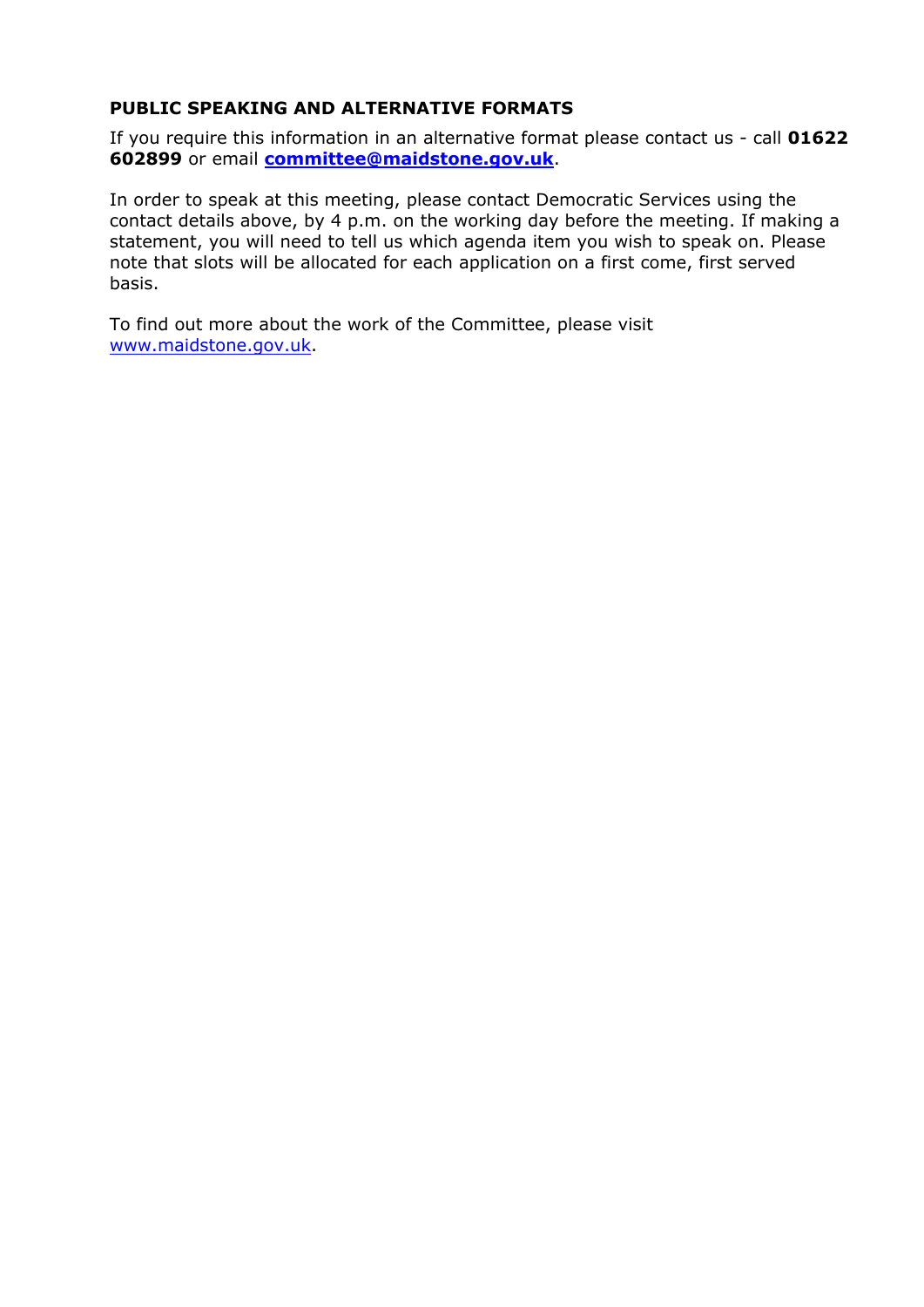### PUBLIC SPEAKING AND ALTERNATIVE FORMATS

If you require this information in an alternative format please contact us - call **01622 602899** or email **committee@maidstone.gov.uk**.

In order to speak at this meeting, please contact Democratic Services using the contact details above, by 4 p.m. on the working day before the meeting. If making a statement, you will need to tell us which agenda item you wish to speak on. Please note that slots will be allocated for each application on a first come, first served basis.

To find out more about the work of the Committee, please visit www.maidstone.gov.uk.